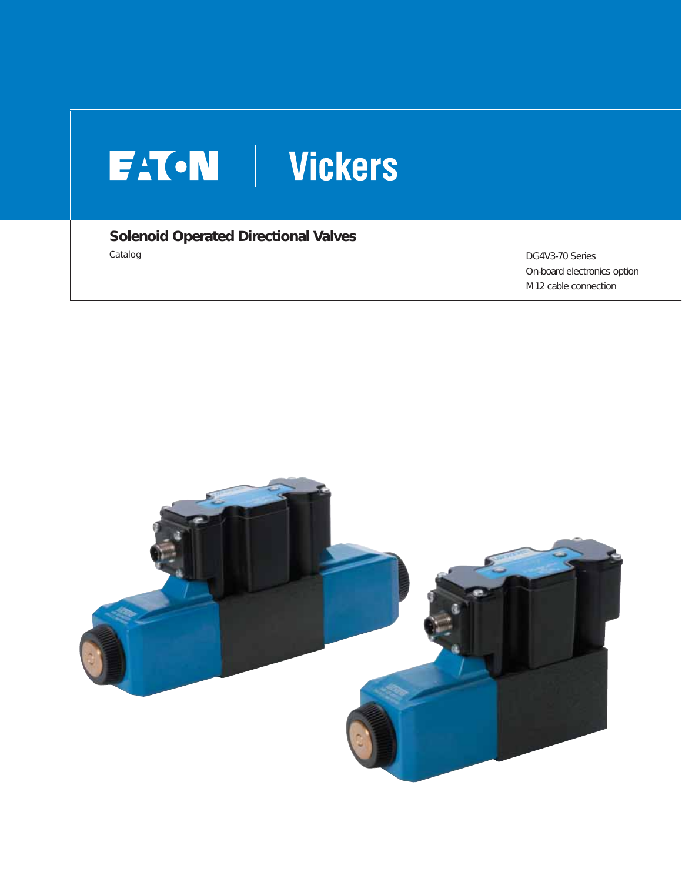EATON | Vickers

# Solenoid Operated Directional Valves

Catalog

DG4V3-70 Series
On-board electronics option
M12 cable connection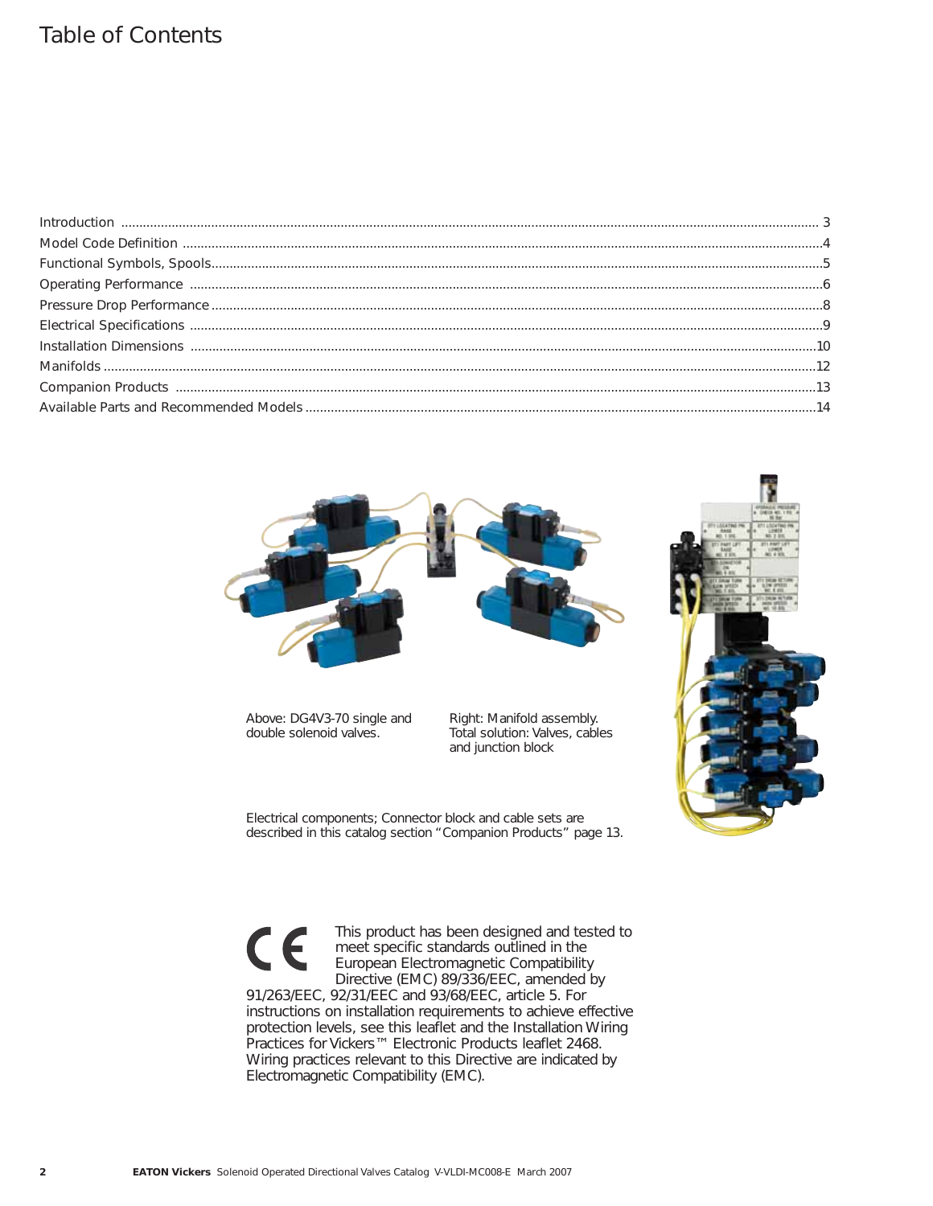# Table of Contents

| | |
|---|---|
| Introduction | 3 |
| Model Code Definition | 4 |
| Functional Symbols, Spools | 5 |
| Operating Performance | 6 |
| Pressure Drop Performance | 8 |
| Electrical Specifications | 9 |
| Installation Dimensions | 10 |
| Manifolds | 12 |
| Companion Products | 13 |
| Available Parts and Recommended Models | 14 |

Above: DG4V3-70 single and double solenoid valves.

Right: Manifold assembly. Total solution: Valves, cables and junction block

Electrical components; Connector block and cable sets are described in this catalog section “Companion Products” page 13.

CE This product has been designed and tested to meet specific standards outlined in the European Electromagnetic Compatibility Directive (EMC) 89/336/EEC, amended by 91/263/EEC, 92/31/EEC and 93/68/EEC, article 5. For instructions on installation requirements to achieve effective protection levels, see this leaflet and the Installation Wiring Practices for Vickers™ Electronic Products leaflet 2468. Wiring practices relevant to this Directive are indicated by Electromagnetic Compatibility (EMC).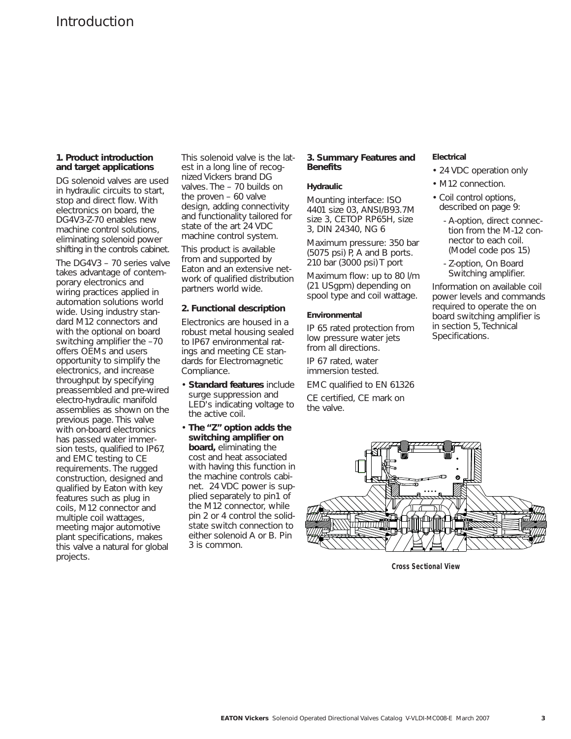# Introduction

### 1. Product introduction and target applications

DG solenoid valves are used in hydraulic circuits to start, stop and direct flow. With electronics on board, the DG4V3-Z-70 enables new machine control solutions, eliminating solenoid power shifting in the controls cabinet.

The DG4V3 – 70 series valve takes advantage of contemporary electronics and wiring practices applied in automation solutions world wide. Using industry standard M12 connectors and with the optional on board switching amplifier the –70 offers OEMs and users opportunity to simplify the electronics, and increase throughput by specifying preassembled and pre-wired electro-hydraulic manifold assemblies as shown on the previous page. This valve with on-board electronics has passed water immersion tests, qualified to IP67, and EMC testing to CE requirements. The rugged construction, designed and qualified by Eaton with key features such as plug in coils, M12 connector and multiple coil wattages, meeting major automotive plant specifications, makes this valve a natural for global projects.

This solenoid valve is the latest in a long line of recognized Vickers brand DG valves. The – 70 builds on the proven – 60 valve design, adding connectivity and functionality tailored for state of the art 24 VDC machine control system.

This product is available from and supported by Eaton and an extensive network of qualified distribution partners world wide.

### 2. Functional description

Electronics are housed in a robust metal housing sealed to IP67 environmental ratings and meeting CE standards for Electromagnetic Compliance.

- **Standard features** include surge suppression and LED's indicating voltage to the active coil.
- **The "Z" option adds the switching amplifier on board,** eliminating the cost and heat associated with having this function in the machine controls cabinet. 24 VDC power is supplied separately to pin1 of the M12 connector, while pin 2 or 4 control the solid-state switch connection to either solenoid A or B. Pin 3 is common.

### 3. Summary Features and Benefits

#### Hydraulic

Mounting interface: ISO 4401 size 03, ANSI/B93.7M size 3, CETOP RP65H, size 3, DIN 24340, NG 6

Maximum pressure: 350 bar (5075 psi) P, A and B ports. 210 bar (3000 psi) T port

Maximum flow: up to 80 l/m (21 USgpm) depending on spool type and coil wattage.

#### Environmental

IP 65 rated protection from low pressure water jets from all directions.

IP 67 rated, water immersion tested.

EMC qualified to EN 61326

CE certified, CE mark on the valve.

#### Electrical

- 24 VDC operation only
- M12 connection.
- Coil control options, described on page 9:
  - A-option, direct connection from the M-12 connector to each coil. (Model code pos 15)
  - Z-option, On Board Switching amplifier.

Information on available coil power levels and commands required to operate the on board switching amplifier is in section 5, Technical Specifications.

Cross Sectional View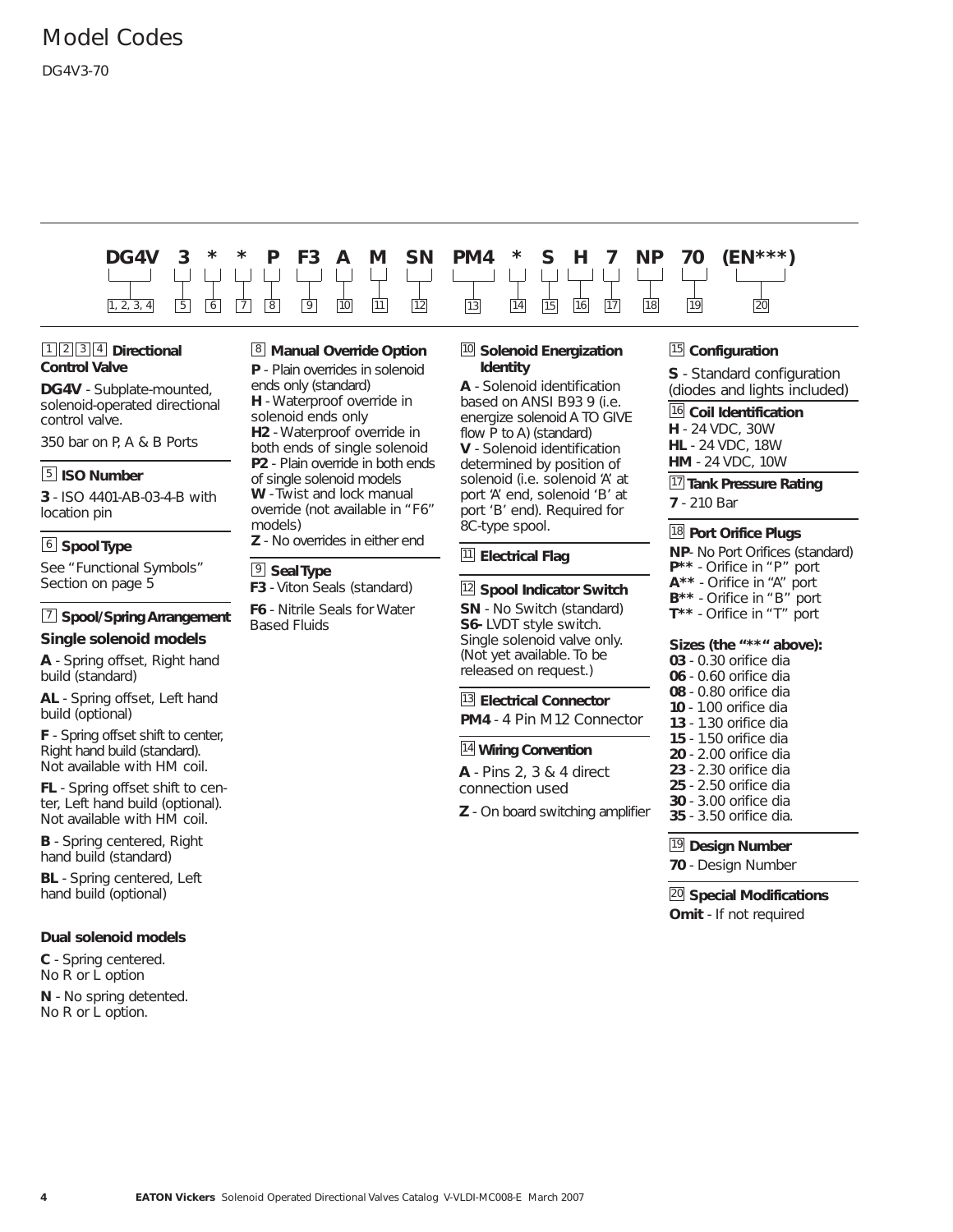# Model Codes

DG4V3-70

| DG4V | 3 | * | * | P | F3 | A | M | SN | PM4 | * | S | H | 7 | NP | 70 | (EN***) |
|---|---|---|---|---|---|---|---|---|---|---|---|---|---|---|---|---|
| 1, 2, 3, 4 | 5 | 6 | 7 | 8 | 9 | 10 | 11 | 12 | 13 | 14 | 15 | 16 | 17 | 18 | 19 | 20 |

**1 2 3 4 Directional Control Valve**

**DG4V** - Subplate-mounted, solenoid-operated directional control valve.

350 bar on P, A & B Ports

**5 ISO Number**

**3** - ISO 4401-AB-03-4-B with location pin

**6 Spool Type**

See "Functional Symbols" Section on page 5

**7 Spool/Spring Arrangement**

**Single solenoid models**

**A** - Spring offset, Right hand build (standard)

**AL** - Spring offset, Left hand build (optional)

**F** - Spring offset shift to center, Right hand build (standard). Not available with HM coil.

**FL** - Spring offset shift to center, Left hand build (optional). Not available with HM coil.

**B** - Spring centered, Right hand build (standard)

**BL** - Spring centered, Left hand build (optional)

**Dual solenoid models**

**C** - Spring centered. No R or L option

**N** - No spring detented. No R or L option.

**8 Manual Override Option**

**P** - Plain overrides in solenoid ends only (standard)
**H** - Waterproof override in solenoid ends only
**H2** - Waterproof override in both ends of single solenoid
**P2** - Plain override in both ends of single solenoid models
**W** - Twist and lock manual override (not available in "F6" models)
**Z** - No overrides in either end

**9 Seal Type**

**F3** - Viton Seals (standard)

**F6** - Nitrile Seals for Water Based Fluids

**10 Solenoid Energization Identity**

**A** - Solenoid identification based on ANSI B93 9 (i.e. energize solenoid A TO GIVE flow P to A) (standard)
**V** - Solenoid identification determined by position of solenoid (i.e. solenoid 'A' at port 'A' end, solenoid 'B' at port 'B' end). Required for 8C-type spool.

**11 Electrical Flag**

**12 Spool Indicator Switch**

**SN** - No Switch (standard)
**S6-** LVDT style switch. Single solenoid valve only. (Not yet available. To be released on request.)

**13 Electrical Connector**

**PM4** - 4 Pin M12 Connector

**14 Wiring Convention**

**A** - Pins 2, 3 & 4 direct connection used

**Z** - On board switching amplifier

**15 Configuration**

**S** - Standard configuration (diodes and lights included)

**16 Coil Identification**

**H** - 24 VDC, 30W
**HL** - 24 VDC, 18W
**HM** - 24 VDC, 10W

**17 Tank Pressure Rating**

**7** - 210 Bar

**18 Port Orifice Plugs**

**NP**- No Port Orifices (standard)
**P**** - Orifice in "P" port
**A**** - Orifice in "A" port
**B**** - Orifice in "B" port
**T**** - Orifice in "T" port

**Sizes (the "**" above):**
**03** - 0.30 orifice dia
**06** - 0.60 orifice dia
**08** - 0.80 orifice dia
**10** - 1.00 orifice dia
**13** - 1.30 orifice dia
**15** - 1.50 orifice dia
**20** - 2.00 orifice dia
**23** - 2.30 orifice dia
**25** - 2.50 orifice dia
**30** - 3.00 orifice dia
**35** - 3.50 orifice dia.

**19 Design Number**

**70** - Design Number

**20 Special Modifications**

**Omit** - If not required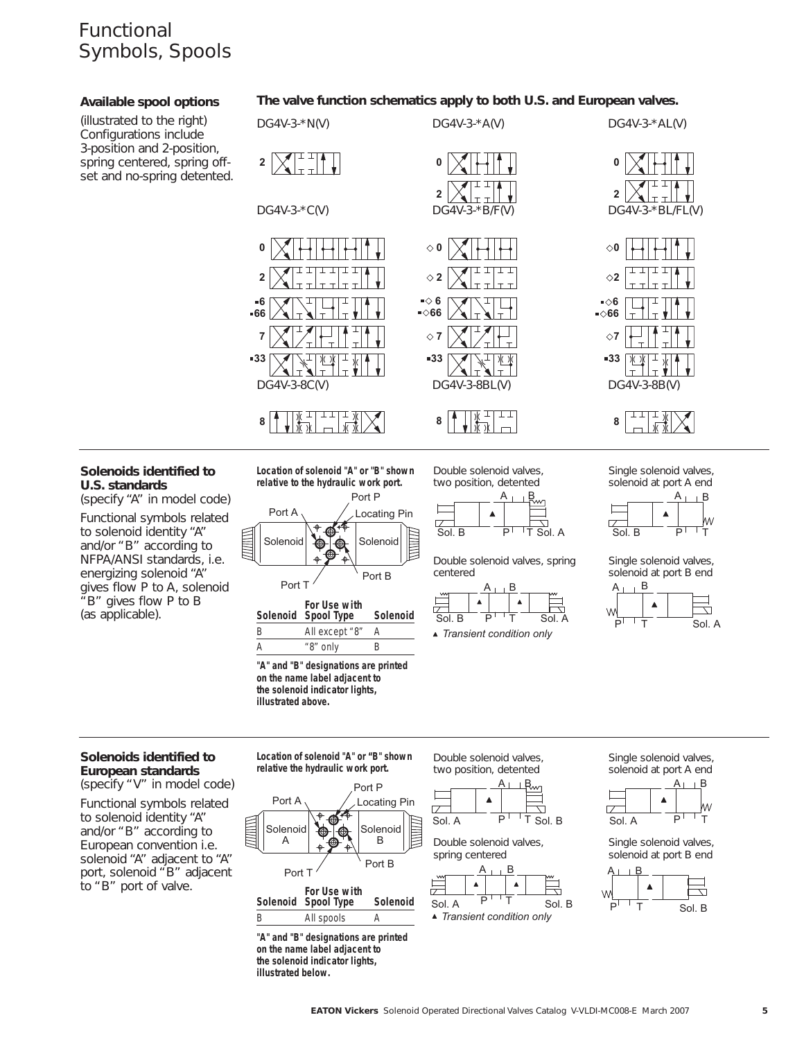# Functional Symbols, Spools

**Available spool options**

(illustrated to the right) Configurations include 3-position and 2-position, spring centered, spring offset and no-spring detented.

**The valve function schematics apply to both U.S. and European valves.**

DG4V-3-*N(V)

2

DG4V-3-*A(V)

0
2

DG4V-3-*AL(V)

0
2

DG4V-3-*C(V)

0
2
▪6
▪66
7
▪33

DG4V-3-*B/F(V)

◇0
◇2
▪◇6
▪◇66
◇7
▪33

DG4V-3-*BL/FL(V)

◇0
◇2
▪◇6
▪◇66
◇7
▪33

DG4V-3-8C(V)

8

DG4V-3-8BL(V)

8

DG4V-3-8B(V)

8

**Solenoids identified to U.S. standards**
(specify "A" in model code)

Functional symbols related to solenoid identity "A" and/or "B" according to NFPA/ANSI standards, i.e. energizing solenoid "A" gives flow P to A, solenoid "B" gives flow P to B (as applicable).

***Location of solenoid "A" or "B" shown relative to the hydraulic work port.***

Port A, Port P, Locating Pin, Solenoid, Solenoid, Port T, Port B

| Solenoid | For Use with Spool Type | Solenoid |
|---|---|---|
| B | All except "8" | A |
| A | "8" only | B |

**"A" and "B" designations are printed on the name label adjacent to the solenoid indicator lights, illustrated above.**

Double solenoid valves, two position, detented

A B
Sol. B P T Sol. A

Double solenoid valves, spring centered

A B
Sol. B P T Sol. A

▲ *Transient condition only*

Single solenoid valves, solenoid at port A end

A B
Sol. B P T

Single solenoid valves, solenoid at port B end

A B
P T Sol. A

**Solenoids identified to European standards**
(specify "V" in model code)

Functional symbols related to solenoid identity "A" and/or "B" according to European convention i.e. solenoid "A" adjacent to "A" port, solenoid "B" adjacent to "B" port of valve.

***Location of solenoid "A" or "B" shown relative the hydraulic work port.***

Port A, Port P, Locating Pin, Solenoid A, Solenoid B, Port T, Port B

| Solenoid | For Use with Spool Type | Solenoid |
|---|---|---|
| B | All spools | A |

**"A" and "B" designations are printed on the name label adjacent to the solenoid indicator lights, illustrated below.**

Double solenoid valves, two position, detented

A B
Sol. A P T Sol. B

Double solenoid valves, spring centered

A B
Sol. A P T Sol. B

▲ *Transient condition only*

Single solenoid valves, solenoid at port A end

A B
Sol. A P T

Single solenoid valves, solenoid at port B end

A B
P T Sol. B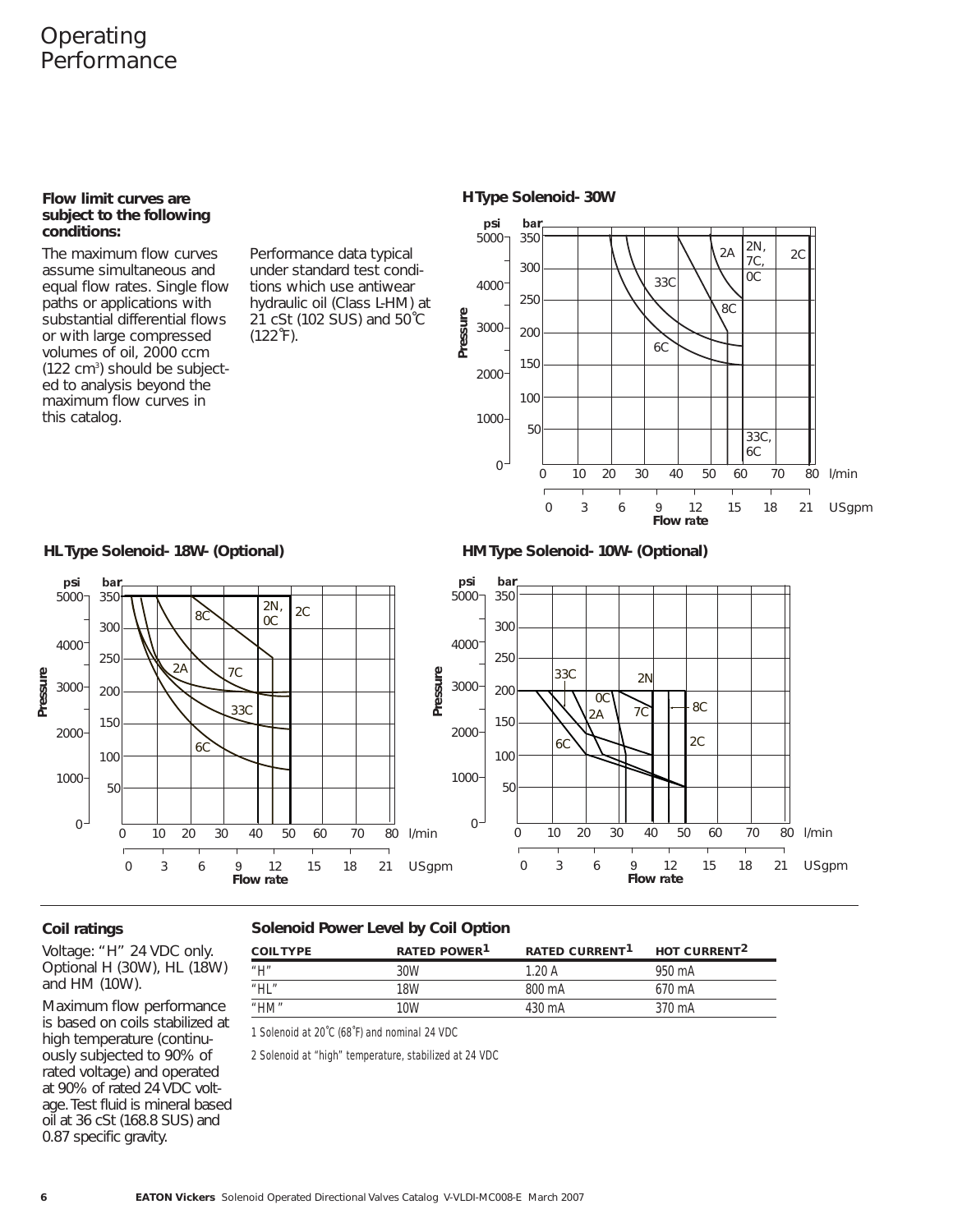# Operating Performance

**Flow limit curves are subject to the following conditions:**

The maximum flow curves assume simultaneous and equal flow rates. Single flow paths or applications with substantial differential flows or with large compressed volumes of oil, 2000 ccm (122 cm³) should be subjected to analysis beyond the maximum flow curves in this catalog.

Performance data typical under standard test conditions which use antiwear hydraulic oil (Class L-HM) at 21 cSt (102 SUS) and 50°C (122°F).

**H Type Solenoid - 30W**

**HL Type Solenoid - 18W - (Optional)**

**HM Type Solenoid - 10W - (Optional)**

## Coil ratings

Voltage: "H" 24 VDC only. Optional H (30W), HL (18W) and HM (10W).

Maximum flow performance is based on coils stabilized at high temperature (continuously subjected to 90% of rated voltage) and operated at 90% of rated 24 VDC voltage. Test fluid is mineral based oil at 36 cSt (168.8 SUS) and 0.87 specific gravity.

**Solenoid Power Level by Coil Option**

| COIL TYPE | RATED POWER[1] | RATED CURRENT[1] | HOT CURRENT[2] |
|---|---|---|---|
| "H" | 30W | 1.20 A | 950 mA |
| "HL" | 18W | 800 mA | 670 mA |
| "HM" | 10W | 430 mA | 370 mA |

1 Solenoid at 20°C (68°F) and nominal 24 VDC

2 Solenoid at "high" temperature, stabilized at 24 VDC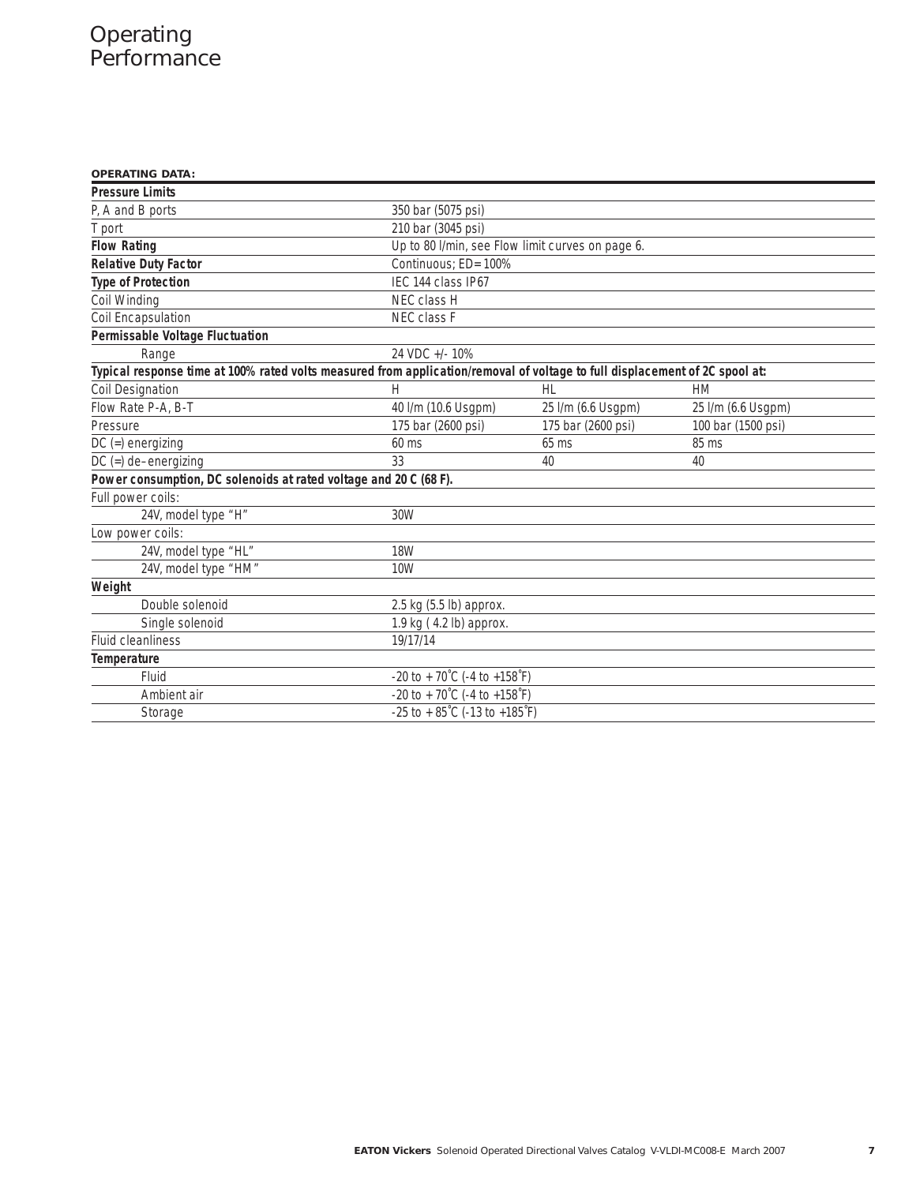# Operating Performance

**OPERATING DATA:**

| | | | |
|---|---|---|---|
| **Pressure Limits** | | | |
| P, A and B ports | 350 bar (5075 psi) | | |
| T port | 210 bar (3045 psi) | | |
| **Flow Rating** | Up to 80 l/min, see Flow limit curves on page 6. | | |
| **Relative Duty Factor** | Continuous; ED=100% | | |
| **Type of Protection** | IEC 144 class IP67 | | |
| Coil Winding | NEC class H | | |
| Coil Encapsulation | NEC class F | | |
| **Permissable Voltage Fluctuation** | | | |
| Range | 24 VDC +/- 10% | | |
| **Typical response time at 100% rated volts measured from application/removal of voltage to full displacement of 2C spool at:** | | | |
| Coil Designation | H | HL | HM |
| Flow Rate P-A, B-T | 40 l/m (10.6 Usgpm) | 25 l/m (6.6 Usgpm) | 25 l/m (6.6 Usgpm) |
| Pressure | 175 bar (2600 psi) | 175 bar (2600 psi) | 100 bar (1500 psi) |
| DC (=) energizing | 60 ms | 65 ms | 85 ms |
| DC (=) de–energizing | 33 | 40 | 40 |
| **Power consumption, DC solenoids at rated voltage and 20 C (68 F).** | | | |
| Full power coils: | | | |
| 24V, model type "H" | 30W | | |
| Low power coils: | | | |
| 24V, model type "HL" | 18W | | |
| 24V, model type "HM" | 10W | | |
| **Weight** | | | |
| Double solenoid | 2.5 kg (5.5 lb) approx. | | |
| Single solenoid | 1.9 kg ( 4.2 lb) approx. | | |
| Fluid cleanliness | 19/17/14 | | |
| **Temperature** | | | |
| Fluid | -20 to +70˚C (-4 to +158˚F) | | |
| Ambient air | -20 to +70˚C (-4 to +158˚F) | | |
| Storage | -25 to +85˚C (-13 to +185˚F) | | |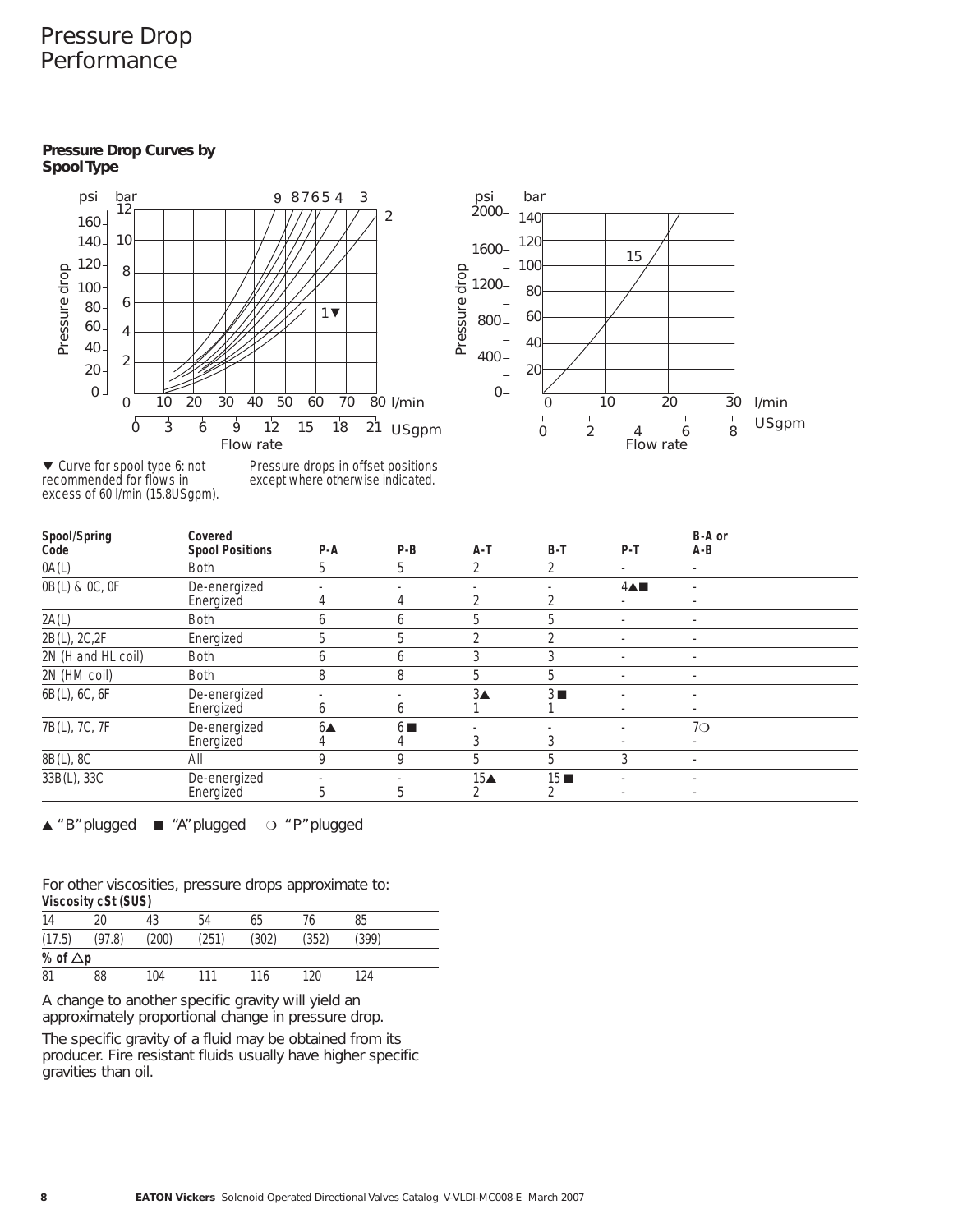# Pressure Drop Performance

**Pressure Drop Curves by Spool Type**

▼ Curve for spool type 6: not recommended for flows in excess of 60 l/min (15.8USgpm).

Pressure drops in offset positions except where otherwise indicated.

| Spool/Spring Code | Covered Spool Positions | P-A | P-B | A-T | B-T | P-T | B-A or A-B |
|---|---|---|---|---|---|---|---|
| 0A(L) | Both | 5 | 5 | 2 | 2 | - | - |
| 0B(L) & 0C, 0F | De-energized<br>Energized | -<br>4 | -<br>4 | -<br>2 | -<br>2 | 4▲■<br>- | -<br>- |
| 2A(L) | Both | 6 | 6 | 5 | 5 | - | - |
| 2B(L), 2C,2F | Energized | 5 | 5 | 2 | 2 | - | - |
| 2N (H and HL coil) | Both | 6 | 6 | 3 | 3 | - | - |
| 2N (HM coil) | Both | 8 | 8 | 5 | 5 | - | - |
| 6B(L), 6C, 6F | De-energized<br>Energized | -<br>6 | -<br>6 | 3▲<br>1 | 3 ■<br>1 | -<br>- | -<br>- |
| 7B(L), 7C, 7F | De-energized<br>Energized | 6▲<br>4 | 6 ■<br>4 | -<br>3 | -<br>3 | -<br>- | 7❍<br>- |
| 8B(L), 8C | All | 9 | 9 | 5 | 5 | 3 | - |
| 33B(L), 33C | De-energized<br>Energized | -<br>5 | -<br>5 | 15▲<br>2 | 15 ■<br>2 | -<br>- | -<br>- |

▲ "B" plugged ■ "A" plugged ❍ "P" plugged

For other viscosities, pressure drops approximate to:

| Viscosity cSt (SUS) | | | | | | |
|---|---|---|---|---|---|---|
| 14 | 20 | 43 | 54 | 65 | 76 | 85 |
| (17.5) | (97.8) | (200) | (251) | (302) | (352) | (399) |
| **% of △p** | | | | | | |
| 81 | 88 | 104 | 111 | 116 | 120 | 124 |

A change to another specific gravity will yield an approximately proportional change in pressure drop.

The specific gravity of a fluid may be obtained from its producer. Fire resistant fluids usually have higher specific gravities than oil.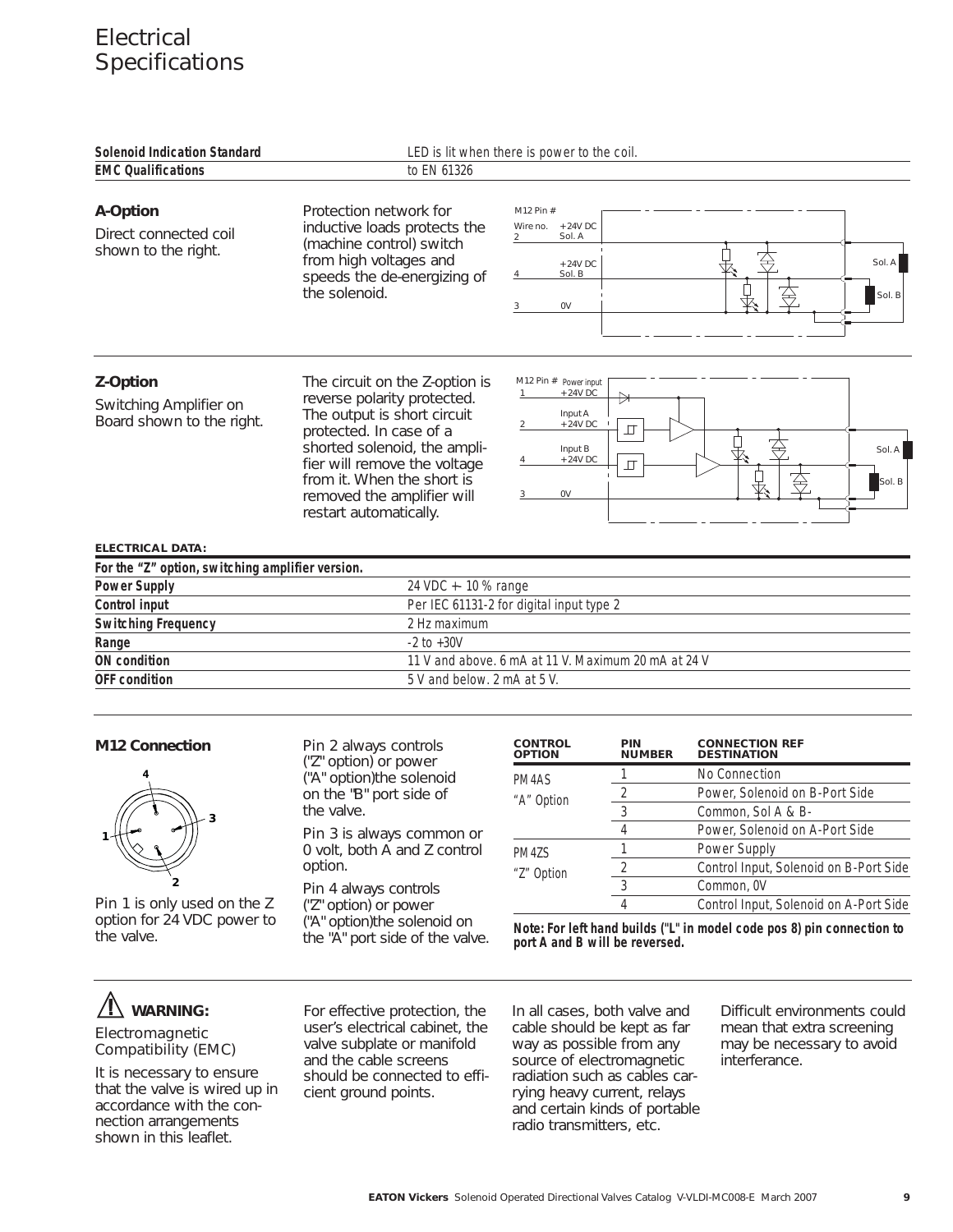# Electrical Specifications

| | |
|---|---|
| **Solenoid Indication Standard** | LED is lit when there is power to the coil. |
| **EMC Qualifications** | to EN 61326 |

### A-Option

Direct connected coil shown to the right.

Protection network for inductive loads protects the (machine control) switch from high voltages and speeds the de-energizing of the solenoid.

M12 Pin #
Wire no. 2 +24V DC Sol. A
4 +24V DC Sol. B
3 0V
Sol. A
Sol. B

### Z-Option

Switching Amplifier on Board shown to the right.

The circuit on the Z-option is reverse polarity protected. The output is short circuit protected. In case of a shorted solenoid, the amplifier will remove the voltage from it. When the short is removed the amplifier will restart automatically.

M12 Pin # Power input
1 +24V DC
2 Input A +24V DC
4 Input B +24V DC
3 0V
Sol. A
Sol. B

**ELECTRICAL DATA:**

| For the "Z" option, switching amplifier version. | |
|---|---|
| **Power Supply** | 24 VDC +- 10 % range |
| **Control input** | Per IEC 61131-2 for digital input type 2 |
| **Switching Frequency** | 2 Hz maximum |
| **Range** | -2 to +30V |
| **ON condition** | 11 V and above. 6 mA at 11 V. Maximum 20 mA at 24 V |
| **OFF condition** | 5 V and below. 2 mA at 5 V. |

### M12 Connection

Pin 1 is only used on the Z option for 24 VDC power to the valve.

Pin 2 always controls ("Z" option) or power ("A" option)the solenoid on the "B" port side of the valve.

Pin 3 is always common or 0 volt, both A and Z control option.

Pin 4 always controls ("Z" option) or power ("A" option)the solenoid on the "A" port side of the valve.

| CONTROL OPTION | PIN NUMBER | CONNECTION REF DESTINATION |
|---|---|---|
| PM4AS "A" Option | 1 | No Connection |
| | 2 | Power, Solenoid on B-Port Side |
| | 3 | Common, Sol A & B- |
| | 4 | Power, Solenoid on A-Port Side |
| PM4ZS "Z" Option | 1 | Power Supply |
| | 2 | Control Input, Solenoid on B-Port Side |
| | 3 | Common, 0V |
| | 4 | Control Input, Solenoid on A-Port Side |

**Note: For left hand builds ("L" in model code pos 8) pin connection to port A and B will be reversed.**

### ⚠ WARNING:

Electromagnetic Compatibility (EMC)

It is necessary to ensure that the valve is wired up in accordance with the connection arrangements shown in this leaflet.

For effective protection, the user's electrical cabinet, the valve subplate or manifold and the cable screens should be connected to efficient ground points.

In all cases, both valve and cable should be kept as far way as possible from any source of electromagnetic radiation such as cables carrying heavy current, relays and certain kinds of portable radio transmitters, etc.

Difficult environments could mean that extra screening may be necessary to avoid interferance.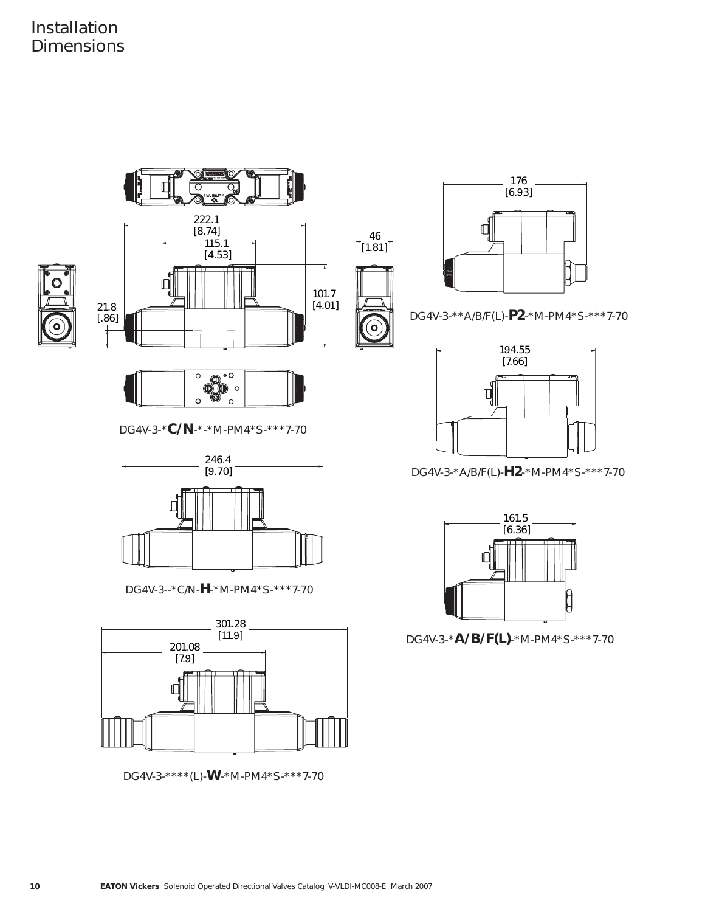# Installation Dimensions

222.1
[8.74]

115.1
[4.53]

46
[1.81]

101.7
[4.01]

21.8
[.86]

DG4V-3-***C/N**-*-*M-PM4*S-***7-70

176
[6.93]

DG4V-3-**A/B/F(L)-**P2**-*M-PM4*S-***7-70

194.55
[7.66]

DG4V-3-*A/B/F(L)-**H2**-*M-PM4*S-***7-70

246.4
[9.70]

DG4V-3--*C/N-**H**-*M-PM4*S-***7-70

161.5
[6.36]

DG4V-3-***A/B/F(L)**-*M-PM4*S-***7-70

301.28
[11.9]

201.08
[7.9]

DG4V-3-****(L)-**W**-*M-PM4*S-***7-70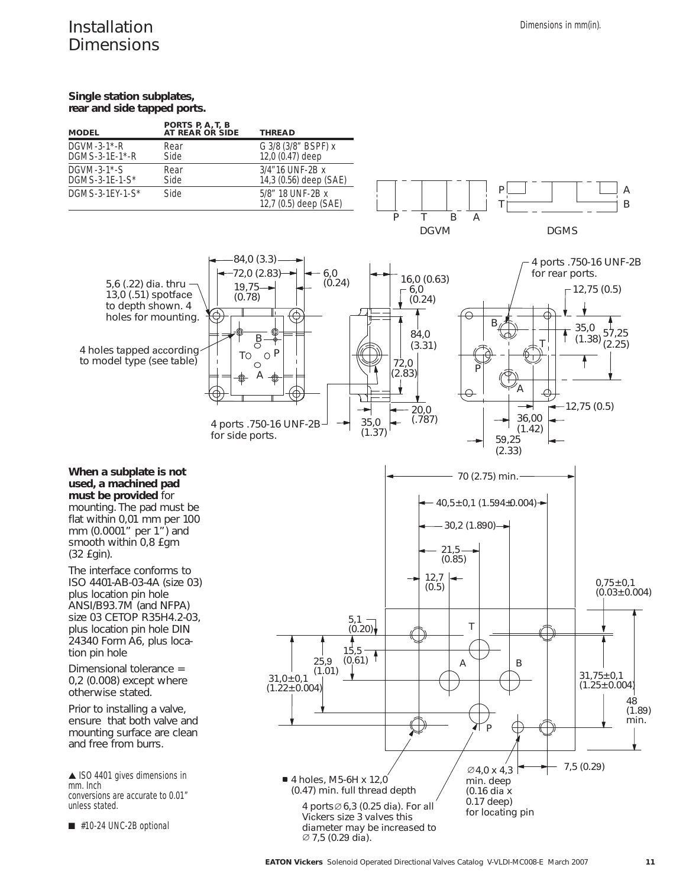# Installation Dimensions

Dimensions in mm(in).

**Single station subplates, rear and side tapped ports.**

| MODEL | PORTS P, A, T, B AT REAR OR SIDE | THREAD |
|---|---|---|
| DGVM-3-1*-R<br>DGMS-3-1E-1*-R | Rear<br>Side | G 3/8 (3/8" BSPF) x 12,0 (0.47) deep |
| DGVM-3-1*-S<br>DGMS-3-1E-1-S* | Rear<br>Side | 3/4"16 UNF-2B x 14,3 (0.56) deep (SAE) |
| DGMS-3-1EY-1-S* | Side | 5/8" 18 UNF-2B x 12,7 (0.5) deep (SAE) |

P T B A
DGVM

P A
T B
DGMS

84,0 (3.3)
72,0 (2.83)
19,75 (0.78)
6,0 (0.24)
16,0 (0.63)
6,0 (0.24)
84,0 (3.31)
72,0 (2.83)
20,0 (.787)
35,0 (1.37)

5,6 (.22) dia. thru 13,0 (.51) spotface to depth shown. 4 holes for mounting.

4 holes tapped according to model type (see table)

4 ports .750-16 UNF-2B for side ports.

4 ports .750-16 UNF-2B for rear ports.

12,75 (0.5)
35,0 (1.38)
57,25 (2.25)
12,75 (0.5)
36,00 (1.42)
59,25 (2.33)

**When a subplate is not used, a machined pad must be provided** for mounting. The pad must be flat within 0,01 mm per 100 mm (0.0001" per 1") and smooth within 0,8 £gm (32 £gin).

The interface conforms to ISO 4401-AB-03-4A (size 03) plus location pin hole ANSI/B93.7M (and NFPA) size 03 CETOP R35H4.2-03, plus location pin hole DIN 24340 Form A6, plus location pin hole

Dimensional tolerance = 0,2 (0.008) except where otherwise stated.

Prior to installing a valve, ensure that both valve and mounting surface are clean and free from burrs.

▲ ISO 4401 gives dimensions in mm. Inch conversions are accurate to 0.01" unless stated.

■ #10-24 UNC-2B optional

70 (2.75) min.
40,5±0,1 (1.594±0.004)
30,2 (1.890)
21,5 (0.85)
12,7 (0.5)
0,75±0,1 (0.03±0.004)
5,1 (0.20)
15,5 (0.61)
25,9 (1.01)
31,0±0,1 (1.22±0.004)
31,75±0,1 (1.25±0.004)
48 (1.89) min.
7,5 (0.29)

■ 4 holes, M5-6H x 12,0 (0.47) min. full thread depth

4 ports ∅ 6,3 (0.25 dia). For all Vickers size 3 valves this diameter may be increased to ∅ 7,5 (0.29 dia).

∅ 4,0 x 4,3 min. deep (0.16 dia x 0.17 deep) for locating pin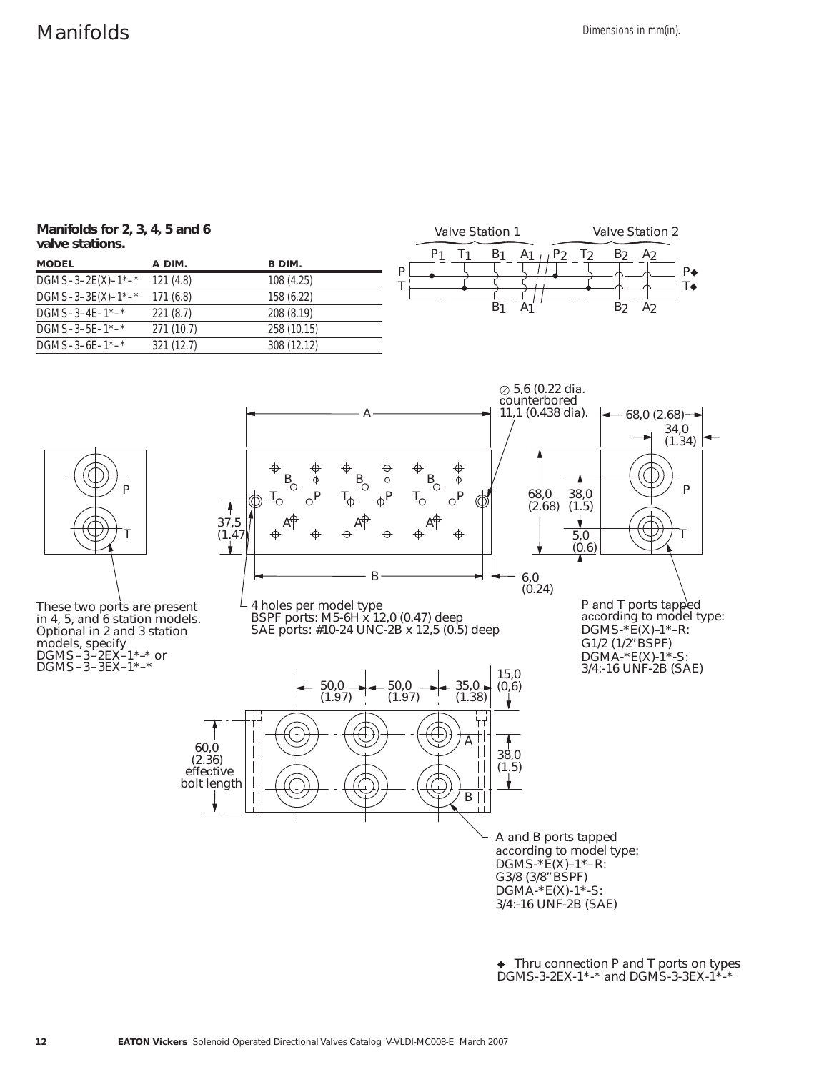# Manifolds

Dimensions in mm(in).

**Manifolds for 2, 3, 4, 5 and 6 valve stations.**

| MODEL | A DIM. | B DIM. |
|---|---|---|
| DGMS–3–2E(X)–1*–* | 121 (4.8) | 108 (4.25) |
| DGMS–3–3E(X)–1*–* | 171 (6.8) | 158 (6.22) |
| DGMS–3–4E–1*–* | 221 (8.7) | 208 (8.19) |
| DGMS–3–5E–1*–* | 271 (10.7) | 258 (10.15) |
| DGMS–3–6E–1*–* | 321 (12.7) | 308 (12.12) |

Valve Station 1 Valve Station 2

$P_1$ $T_1$ $B_1$ $A_1$ $P_2$ $T_2$ $B_2$ $A_2$

P T P◆ T◆

$B_1$ $A_1$ $B_2$ $A_2$

⌀ 5,6 (0.22 dia. counterbored 11,1 (0.438 dia).

A

68,0 (2.68)

34,0 (1.34)

68,0 (2.68)

38,0 (1.5)

5,0 (0.6)

37,5 (1.47)

B

6,0 (0.24)

These two ports are present in 4, 5, and 6 station models. Optional in 2 and 3 station models, specify DGMS–3–2EX–1*–* or DGMS–3–3EX–1*–*

4 holes per model type
BSPF ports: M5-6H x 12,0 (0.47) deep
SAE ports: #10-24 UNC-2B x 12,5 (0.5) deep

P and T ports tapped according to model type:
DGMS-*E(X)–1*–R:
G1/2 (1/2" BSPF)
DGMA-*E(X)-1*-S:
3/4:-16 UNF-2B (SAE)

50,0 (1.97) 50,0 (1.97) 35,0 (1.38)

15,0 (0,6)

60,0 (2.36) effective bolt length

38,0 (1.5)

A and B ports tapped according to model type:
DGMS-*E(X)–1*–R:
G3/8 (3/8" BSPF)
DGMA-*E(X)-1*-S:
3/4:-16 UNF-2B (SAE)

◆ Thru connection P and T ports on types DGMS-3-2EX-1*-* and DGMS-3-3EX-1*-*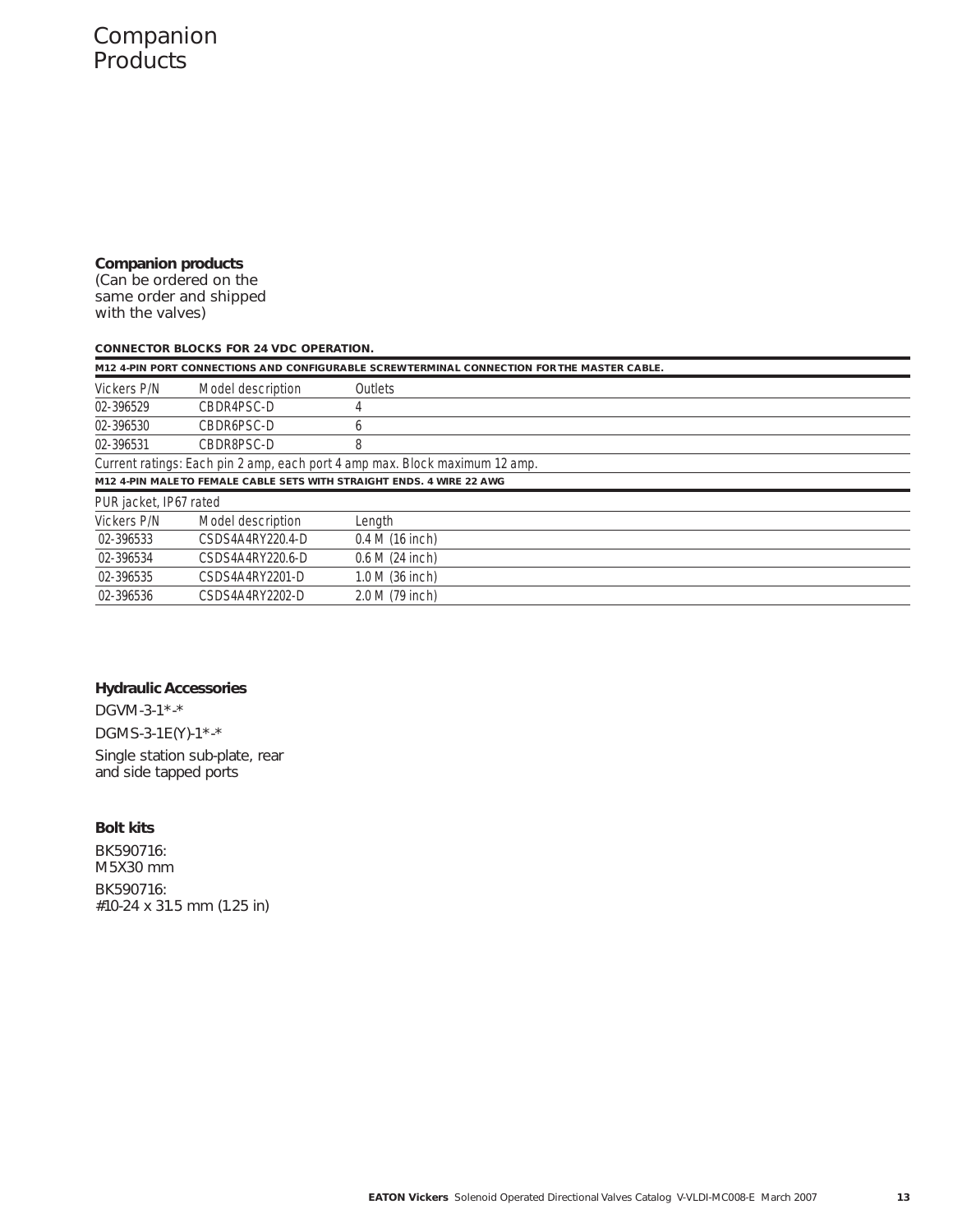// Companion
Products

**Companion products**
(Can be ordered on the same order and shipped with the valves)

**CONNECTOR BLOCKS FOR 24 VDC OPERATION.**

| M12 4-PIN PORT CONNECTIONS AND CONFIGURABLE SCREWTERMINAL CONNECTION FOR THE MASTER CABLE. | | |
|---|---|---|
| *Vickers P/N* | *Model description* | *Outlets* |
| 02-396529 | CBDR4PSC-D | 4 |
| 02-396530 | CBDR6PSC-D | 6 |
| 02-396531 | CBDR8PSC-D | 8 |

*Current ratings: Each pin 2 amp, each port 4 amp max. Block maximum 12 amp.*

| M12 4-PIN MALE TO FEMALE CABLE SETS WITH STRAIGHT ENDS. 4 WIRE 22 AWG | | |
|---|---|---|
| *PUR jacket, IP67 rated* | | |
| *Vickers P/N* | *Model description* | *Length* |
| 02-396533 | CSDS4A4RY220.4-D | 0.4 M (16 inch) |
| 02-396534 | CSDS4A4RY220.6-D | 0.6 M (24 inch) |
| 02-396535 | CSDS4A4RY2201-D | 1.0 M (36 inch) |
| 02-396536 | CSDS4A4RY2202-D | 2.0 M (79 inch) |

**Hydraulic Accessories**

DGVM-3-1*-*

DGMS-3-1E(Y)-1*-*

Single station sub-plate, rear and side tapped ports

**Bolt kits**

BK590716:
M5X30 mm

BK590716:
#10-24 x 31.5 mm (1.25 in)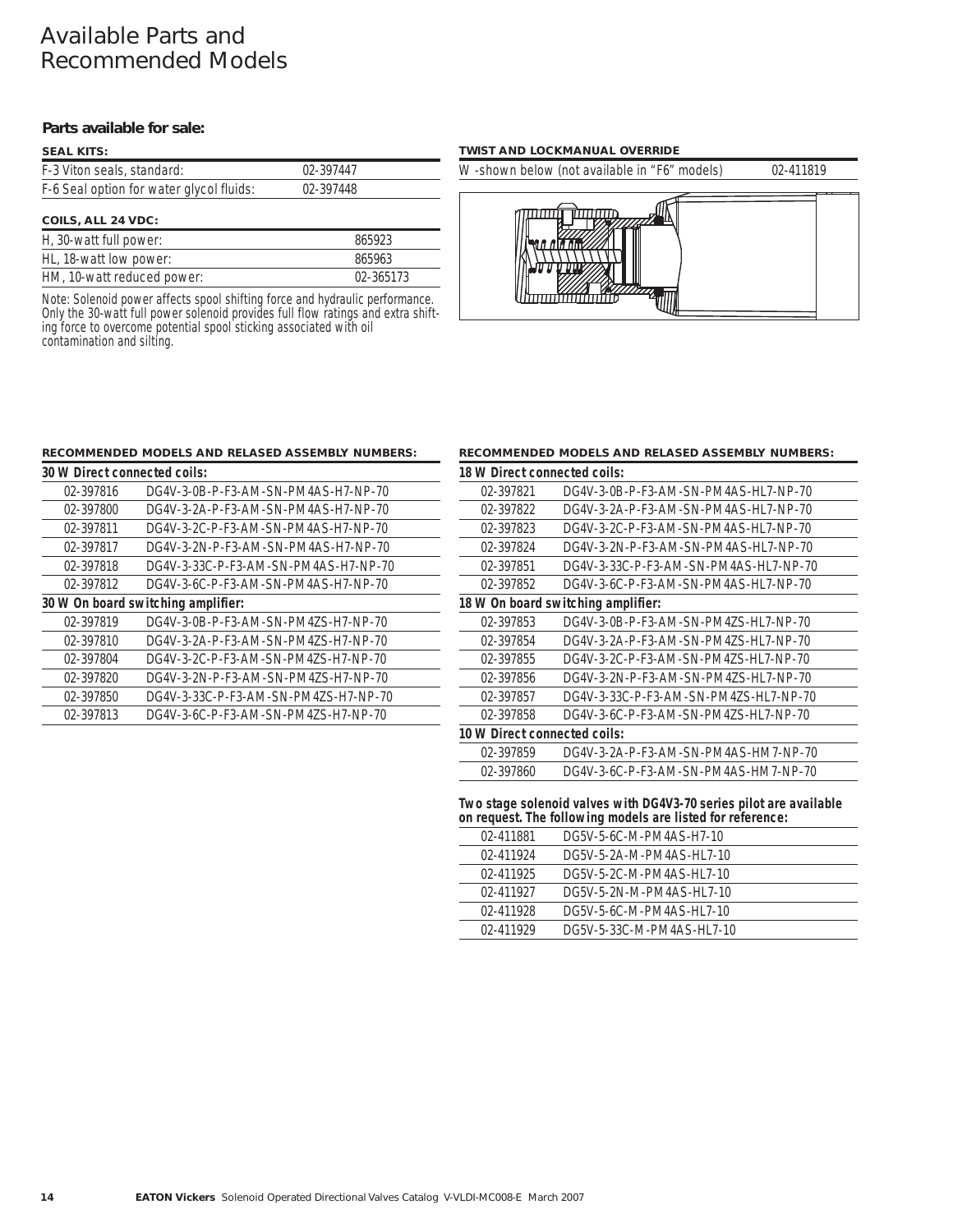# Available Parts and Recommended Models

### Parts available for sale:

**SEAL KITS:**

| | |
|---|---|
| F-3 Viton seals, standard: | 02-397447 |
| F-6 Seal option for water glycol fluids: | 02-397448 |

**COILS, ALL 24 VDC:**

| | |
|---|---|
| H, 30-watt full power: | 865923 |
| HL, 18-watt low power: | 865963 |
| HM, 10-watt reduced power: | 02-365173 |

Note: Solenoid power affects spool shifting force and hydraulic performance. Only the 30-watt full power solenoid provides full flow ratings and extra shifting force to overcome potential spool sticking associated with oil contamination and silting.

**TWIST AND LOCKMANUAL OVERRIDE**

| | |
|---|---|
| W -shown below (not available in "F6" models) | 02-411819 |

**RECOMMENDED MODELS AND RELASED ASSEMBLY NUMBERS:**

| | |
|---|---|
| **30 W Direct connected coils:** | |
| 02-397816 | DG4V-3-0B-P-F3-AM-SN-PM4AS-H7-NP-70 |
| 02-397800 | DG4V-3-2A-P-F3-AM-SN-PM4AS-H7-NP-70 |
| 02-397811 | DG4V-3-2C-P-F3-AM-SN-PM4AS-H7-NP-70 |
| 02-397817 | DG4V-3-2N-P-F3-AM-SN-PM4AS-H7-NP-70 |
| 02-397818 | DG4V-3-33C-P-F3-AM-SN-PM4AS-H7-NP-70 |
| 02-397812 | DG4V-3-6C-P-F3-AM-SN-PM4AS-H7-NP-70 |
| **30 W On board switching amplifier:** | |
| 02-397819 | DG4V-3-0B-P-F3-AM-SN-PM4ZS-H7-NP-70 |
| 02-397810 | DG4V-3-2A-P-F3-AM-SN-PM4ZS-H7-NP-70 |
| 02-397804 | DG4V-3-2C-P-F3-AM-SN-PM4ZS-H7-NP-70 |
| 02-397820 | DG4V-3-2N-P-F3-AM-SN-PM4ZS-H7-NP-70 |
| 02-397850 | DG4V-3-33C-P-F3-AM-SN-PM4ZS-H7-NP-70 |
| 02-397813 | DG4V-3-6C-P-F3-AM-SN-PM4ZS-H7-NP-70 |

**RECOMMENDED MODELS AND RELASED ASSEMBLY NUMBERS:**

| | |
|---|---|
| **18 W Direct connected coils:** | |
| 02-397821 | DG4V-3-0B-P-F3-AM-SN-PM4AS-HL7-NP-70 |
| 02-397822 | DG4V-3-2A-P-F3-AM-SN-PM4AS-HL7-NP-70 |
| 02-397823 | DG4V-3-2C-P-F3-AM-SN-PM4AS-HL7-NP-70 |
| 02-397824 | DG4V-3-2N-P-F3-AM-SN-PM4AS-HL7-NP-70 |
| 02-397851 | DG4V-3-33C-P-F3-AM-SN-PM4AS-HL7-NP-70 |
| 02-397852 | DG4V-3-6C-P-F3-AM-SN-PM4AS-HL7-NP-70 |
| **18 W On board switching amplifier:** | |
| 02-397853 | DG4V-3-0B-P-F3-AM-SN-PM4ZS-HL7-NP-70 |
| 02-397854 | DG4V-3-2A-P-F3-AM-SN-PM4ZS-HL7-NP-70 |
| 02-397855 | DG4V-3-2C-P-F3-AM-SN-PM4ZS-HL7-NP-70 |
| 02-397856 | DG4V-3-2N-P-F3-AM-SN-PM4ZS-HL7-NP-70 |
| 02-397857 | DG4V-3-33C-P-F3-AM-SN-PM4ZS-HL7-NP-70 |
| 02-397858 | DG4V-3-6C-P-F3-AM-SN-PM4ZS-HL7-NP-70 |
| **10 W Direct connected coils:** | |
| 02-397859 | DG4V-3-2A-P-F3-AM-SN-PM4AS-HM7-NP-70 |
| 02-397860 | DG4V-3-6C-P-F3-AM-SN-PM4AS-HM7-NP-70 |

**Two stage solenoid valves with DG4V3-70 series pilot are available on request. The following models are listed for reference:**

| | |
|---|---|
| 02-411881 | DG5V-5-6C-M-PM4AS-H7-10 |
| 02-411924 | DG5V-5-2A-M-PM4AS-HL7-10 |
| 02-411925 | DG5V-5-2C-M-PM4AS-HL7-10 |
| 02-411927 | DG5V-5-2N-M-PM4AS-HL7-10 |
| 02-411928 | DG5V-5-6C-M-PM4AS-HL7-10 |
| 02-411929 | DG5V-5-33C-M-PM4AS-HL7-10 |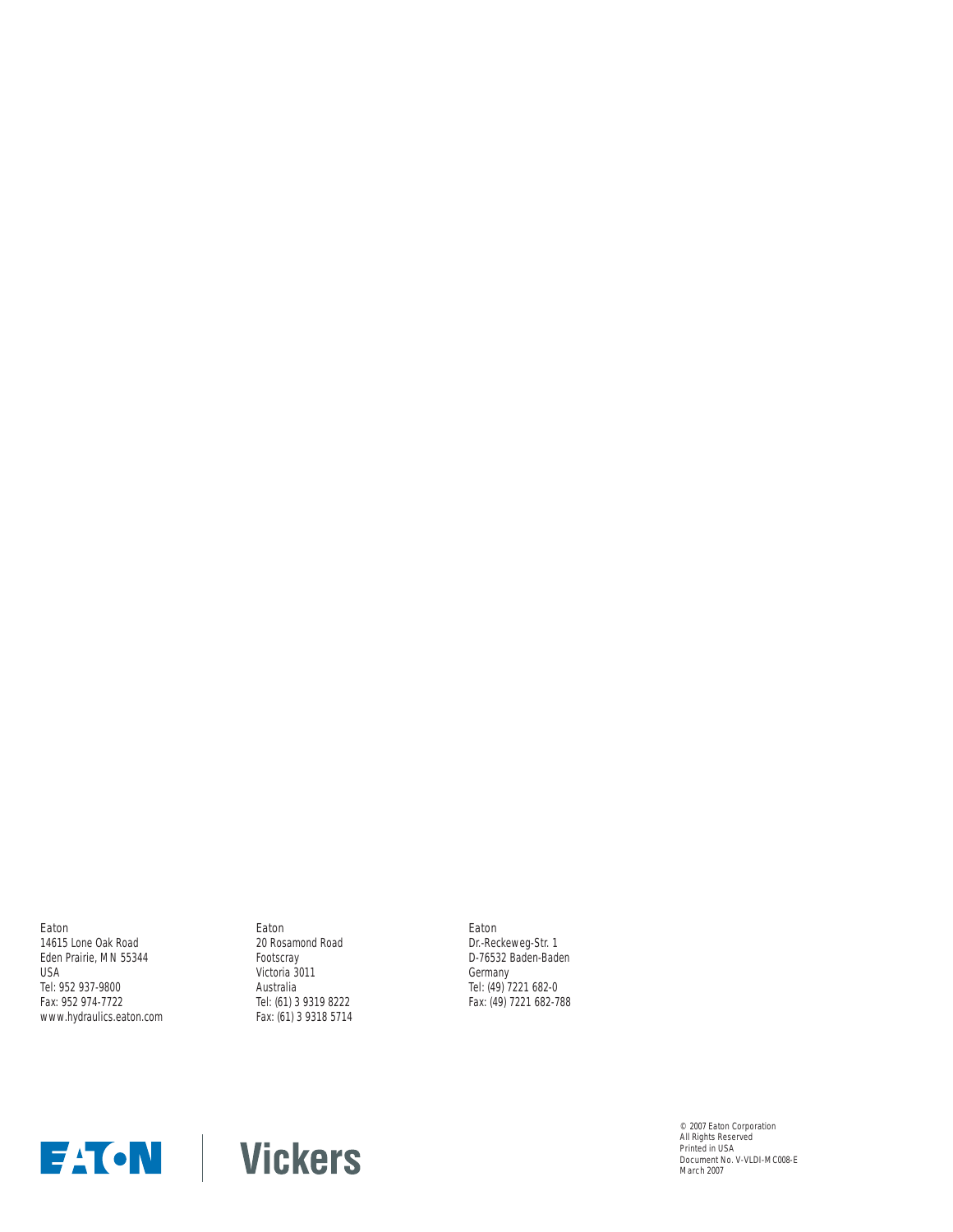Eaton
14615 Lone Oak Road
Eden Prairie, MN 55344
USA
Tel: 952 937-9800
Fax: 952 974-7722
www.hydraulics.eaton.com

Eaton
20 Rosamond Road
Footscray
Victoria 3011
Australia
Tel: (61) 3 9319 8222
Fax: (61) 3 9318 5714

Eaton
Dr.-Reckeweg-Str. 1
D-76532 Baden-Baden
Germany
Tel: (49) 7221 682-0
Fax: (49) 7221 682-788

EATON | Vickers

© 2007 Eaton Corporation
All Rights Reserved
Printed in USA
Document No. V-VLDI-MC008-E
March 2007